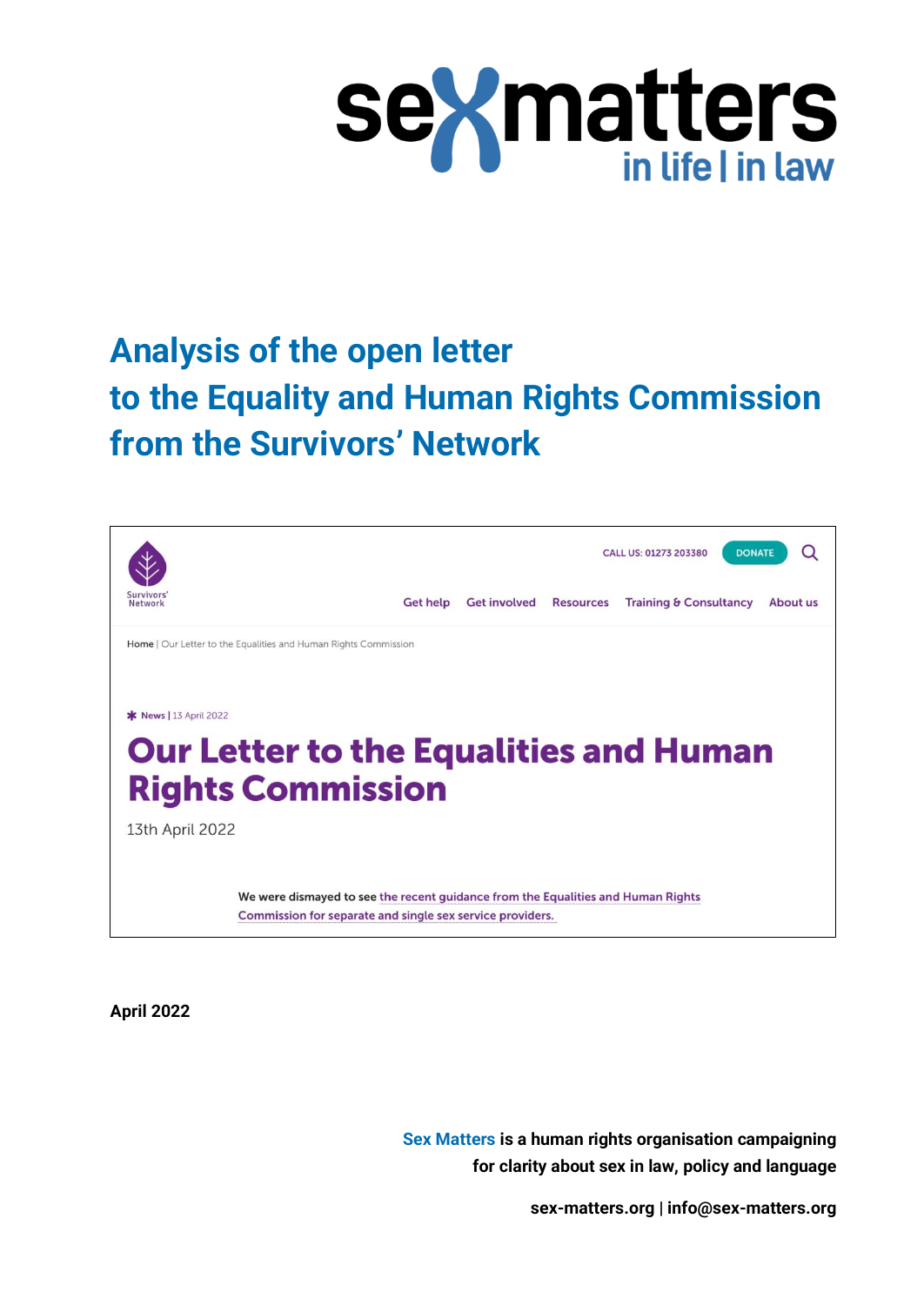sexmatters
in life | in law

# Analysis of the open letter to the Equality and Human Rights Commission from the Survivors' Network

Survivors' Network

CALL US: 01273 203380 DONATE

Get help Get involved Resources Training & Consultancy About us

Home | Our Letter to the Equalities and Human Rights Commission

News | 13 April 2022

## Our Letter to the Equalities and Human Rights Commission

13th April 2022

We were dismayed to see the recent guidance from the Equalities and Human Rights Commission for separate and single sex service providers.

**April 2022**

**Sex Matters is a human rights organisation campaigning for clarity about sex in law, policy and language**

**sex-matters.org | info@sex-matters.org**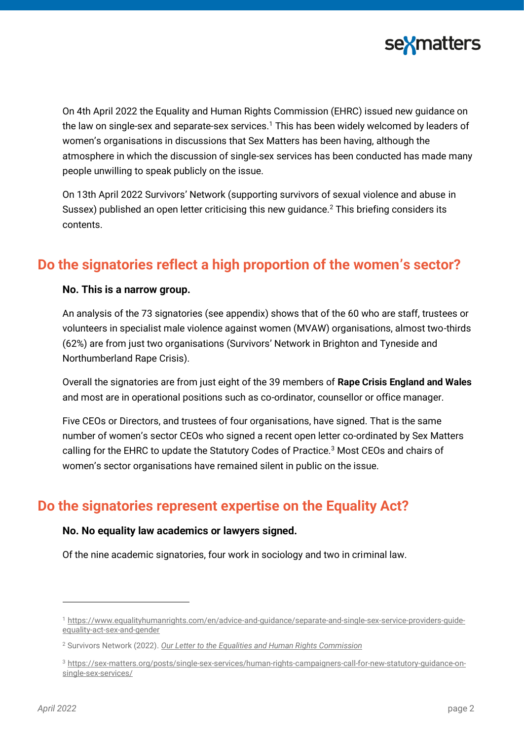On 4th April 2022 the Equality and Human Rights Commission (EHRC) issued new guidance on the law on single-sex and separate-sex services.[1] This has been widely welcomed by leaders of women's organisations in discussions that Sex Matters has been having, although the atmosphere in which the discussion of single-sex services has been conducted has made many people unwilling to speak publicly on the issue.

On 13th April 2022 Survivors' Network (supporting survivors of sexual violence and abuse in Sussex) published an open letter criticising this new guidance.[2] This briefing considers its contents.

## Do the signatories reflect a high proportion of the women's sector?

**No. This is a narrow group.**

An analysis of the 73 signatories (see appendix) shows that of the 60 who are staff, trustees or volunteers in specialist male violence against women (MVAW) organisations, almost two-thirds (62%) are from just two organisations (Survivors' Network in Brighton and Tyneside and Northumberland Rape Crisis).

Overall the signatories are from just eight of the 39 members of **Rape Crisis England and Wales** and most are in operational positions such as co-ordinator, counsellor or office manager.

Five CEOs or Directors, and trustees of four organisations, have signed. That is the same number of women's sector CEOs who signed a recent open letter co-ordinated by Sex Matters calling for the EHRC to update the Statutory Codes of Practice.[3] Most CEOs and chairs of women's sector organisations have remained silent in public on the issue.

## Do the signatories represent expertise on the Equality Act?

**No. No equality law academics or lawyers signed.**

Of the nine academic signatories, four work in sociology and two in criminal law.

---

[1] https://www.equalityhumanrights.com/en/advice-and-guidance/separate-and-single-sex-service-providers-guide-equality-act-sex-and-gender

[2] Survivors Network (2022). *Our Letter to the Equalities and Human Rights Commission*

[3] https://sex-matters.org/posts/single-sex-services/human-rights-campaigners-call-for-new-statutory-guidance-on-single-sex-services/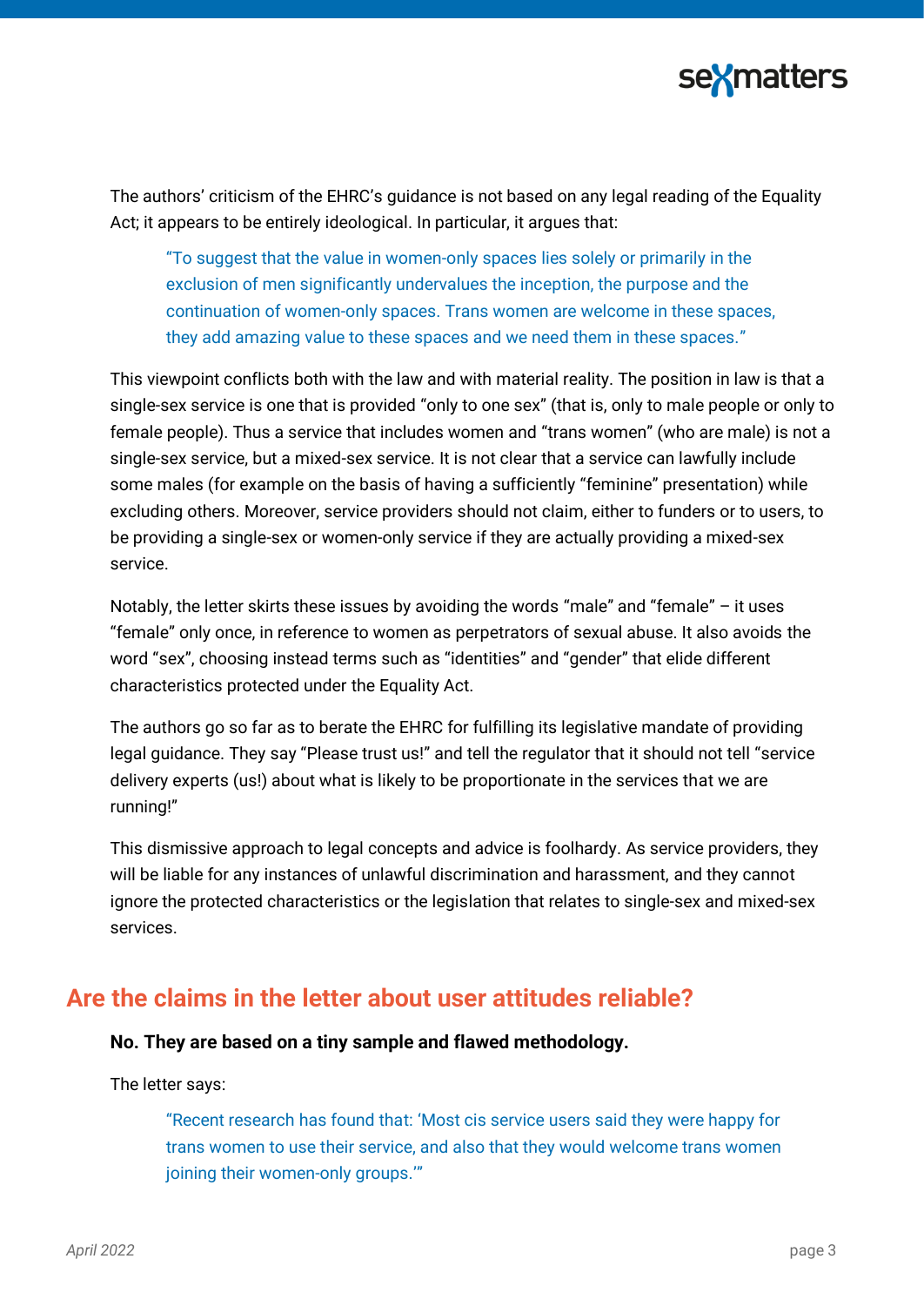The authors' criticism of the EHRC's guidance is not based on any legal reading of the Equality Act; it appears to be entirely ideological. In particular, it argues that:

> "To suggest that the value in women-only spaces lies solely or primarily in the exclusion of men significantly undervalues the inception, the purpose and the continuation of women-only spaces. Trans women are welcome in these spaces, they add amazing value to these spaces and we need them in these spaces."

This viewpoint conflicts both with the law and with material reality. The position in law is that a single-sex service is one that is provided "only to one sex" (that is, only to male people or only to female people). Thus a service that includes women and "trans women" (who are male) is not a single-sex service, but a mixed-sex service. It is not clear that a service can lawfully include some males (for example on the basis of having a sufficiently "feminine" presentation) while excluding others. Moreover, service providers should not claim, either to funders or to users, to be providing a single-sex or women-only service if they are actually providing a mixed-sex service.

Notably, the letter skirts these issues by avoiding the words "male" and "female" – it uses "female" only once, in reference to women as perpetrators of sexual abuse. It also avoids the word "sex", choosing instead terms such as "identities" and "gender" that elide different characteristics protected under the Equality Act.

The authors go so far as to berate the EHRC for fulfilling its legislative mandate of providing legal guidance. They say "Please trust us!" and tell the regulator that it should not tell "service delivery experts (us!) about what is likely to be proportionate in the services that we are running!"

This dismissive approach to legal concepts and advice is foolhardy. As service providers, they will be liable for any instances of unlawful discrimination and harassment, and they cannot ignore the protected characteristics or the legislation that relates to single-sex and mixed-sex services.

## Are the claims in the letter about user attitudes reliable?

**No. They are based on a tiny sample and flawed methodology.**

The letter says:

> "Recent research has found that: 'Most cis service users said they were happy for trans women to use their service, and also that they would welcome trans women joining their women-only groups.'"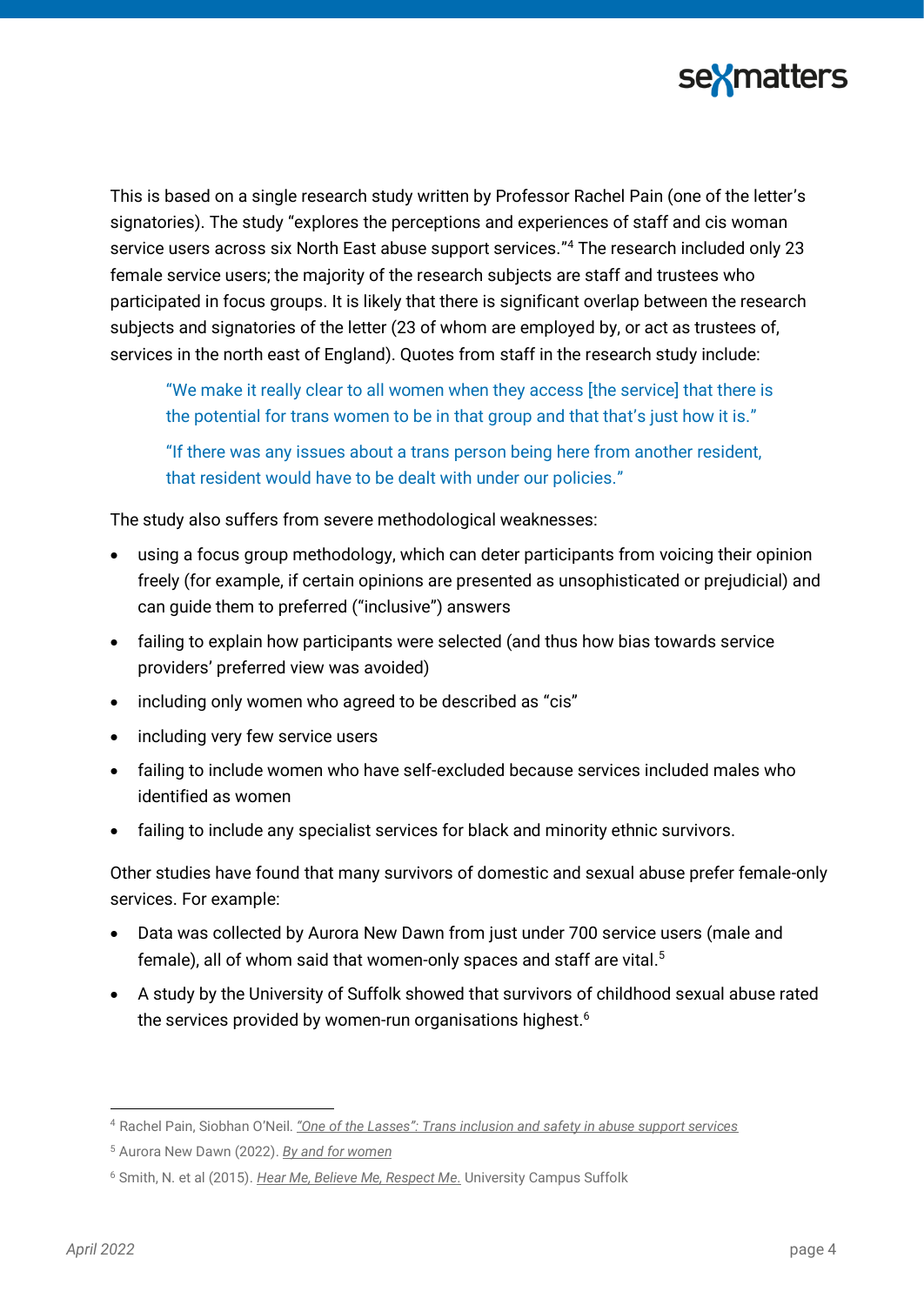This is based on a single research study written by Professor Rachel Pain (one of the letter's signatories). The study "explores the perceptions and experiences of staff and cis woman service users across six North East abuse support services."[4] The research included only 23 female service users; the majority of the research subjects are staff and trustees who participated in focus groups. It is likely that there is significant overlap between the research subjects and signatories of the letter (23 of whom are employed by, or act as trustees of, services in the north east of England). Quotes from staff in the research study include:

> "We make it really clear to all women when they access [the service] that there is the potential for trans women to be in that group and that that's just how it is."
>
> "If there was any issues about a trans person being here from another resident, that resident would have to be dealt with under our policies."

The study also suffers from severe methodological weaknesses:

- using a focus group methodology, which can deter participants from voicing their opinion freely (for example, if certain opinions are presented as unsophisticated or prejudicial) and can guide them to preferred ("inclusive") answers
- failing to explain how participants were selected (and thus how bias towards service providers' preferred view was avoided)
- including only women who agreed to be described as "cis"
- including very few service users
- failing to include women who have self-excluded because services included males who identified as women
- failing to include any specialist services for black and minority ethnic survivors.

Other studies have found that many survivors of domestic and sexual abuse prefer female-only services. For example:

- Data was collected by Aurora New Dawn from just under 700 service users (male and female), all of whom said that women-only spaces and staff are vital.[5]
- A study by the University of Suffolk showed that survivors of childhood sexual abuse rated the services provided by women-run organisations highest.[6]

---

[4] Rachel Pain, Siobhan O'Neil. *"One of the Lasses": Trans inclusion and safety in abuse support services*

[5] Aurora New Dawn (2022). *By and for women*

[6] Smith, N. et al (2015). *Hear Me, Believe Me, Respect Me.* University Campus Suffolk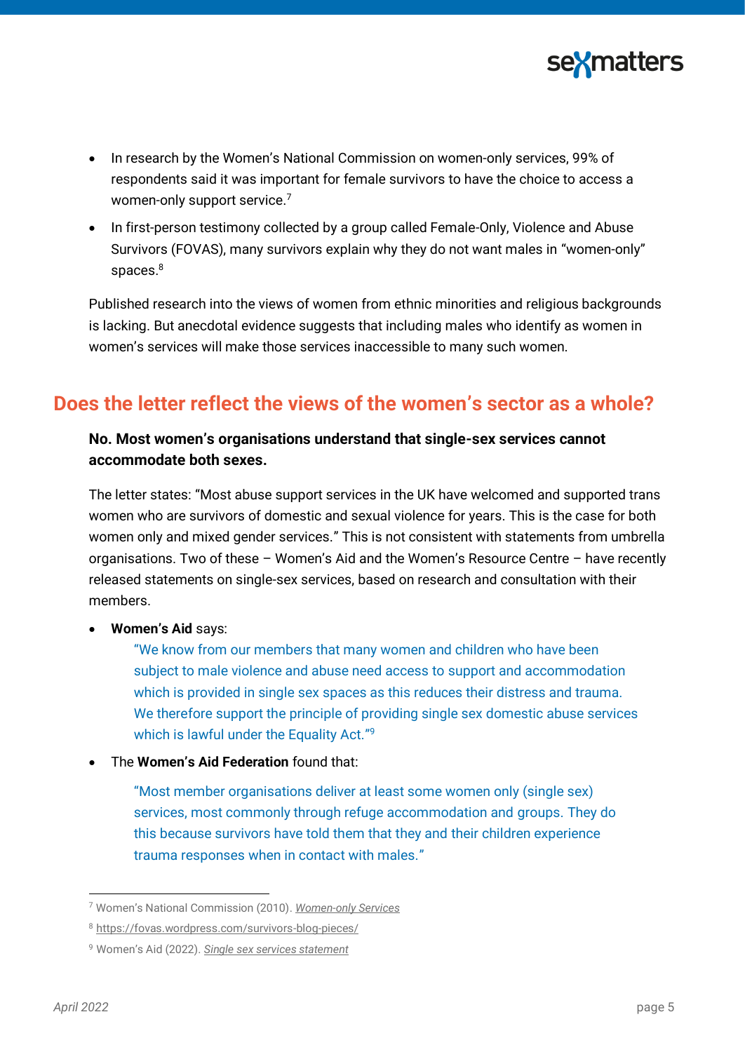- In research by the Women's National Commission on women-only services, 99% of respondents said it was important for female survivors to have the choice to access a women-only support service.[7]
- In first-person testimony collected by a group called Female-Only, Violence and Abuse Survivors (FOVAS), many survivors explain why they do not want males in "women-only" spaces.[8]

Published research into the views of women from ethnic minorities and religious backgrounds is lacking. But anecdotal evidence suggests that including males who identify as women in women's services will make those services inaccessible to many such women.

## Does the letter reflect the views of the women's sector as a whole?

**No. Most women's organisations understand that single-sex services cannot accommodate both sexes.**

The letter states: "Most abuse support services in the UK have welcomed and supported trans women who are survivors of domestic and sexual violence for years. This is the case for both women only and mixed gender services." This is not consistent with statements from umbrella organisations. Two of these – Women's Aid and the Women's Resource Centre – have recently released statements on single-sex services, based on research and consultation with their members.

- **Women's Aid** says:

  > "We know from our members that many women and children who have been subject to male violence and abuse need access to support and accommodation which is provided in single sex spaces as this reduces their distress and trauma. We therefore support the principle of providing single sex domestic abuse services which is lawful under the Equality Act."[9]

- The **Women's Aid Federation** found that:

  > "Most member organisations deliver at least some women only (single sex) services, most commonly through refuge accommodation and groups. They do this because survivors have told them that they and their children experience trauma responses when in contact with males."

---

[7] Women's National Commission (2010). *Women-only Services*

[8] https://fovas.wordpress.com/survivors-blog-pieces/

[9] Women's Aid (2022). *Single sex services statement*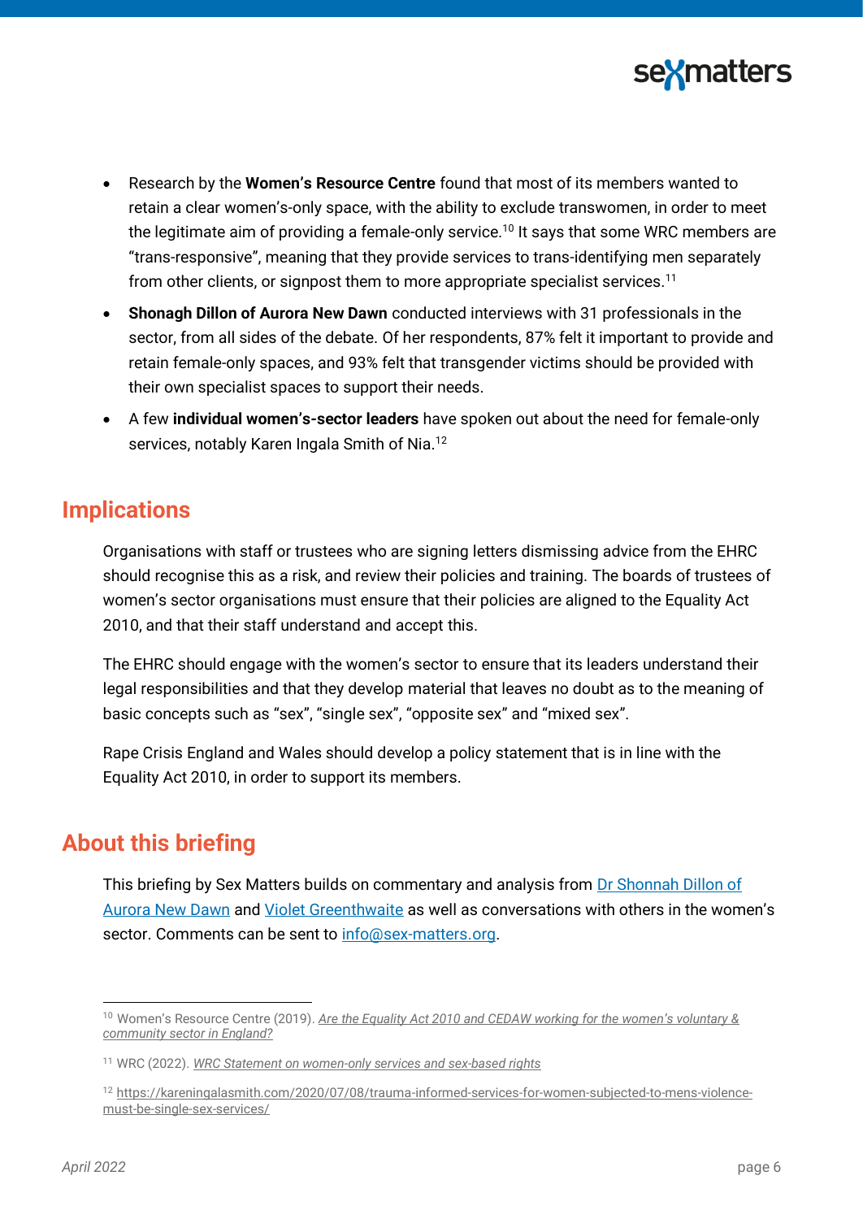- Research by the **Women's Resource Centre** found that most of its members wanted to retain a clear women's-only space, with the ability to exclude transwomen, in order to meet the legitimate aim of providing a female-only service.[10] It says that some WRC members are "trans-responsive", meaning that they provide services to trans-identifying men separately from other clients, or signpost them to more appropriate specialist services.[11]
- **Shonagh Dillon of Aurora New Dawn** conducted interviews with 31 professionals in the sector, from all sides of the debate. Of her respondents, 87% felt it important to provide and retain female-only spaces, and 93% felt that transgender victims should be provided with their own specialist spaces to support their needs.
- A few **individual women's-sector leaders** have spoken out about the need for female-only services, notably Karen Ingala Smith of Nia.[12]

## Implications

Organisations with staff or trustees who are signing letters dismissing advice from the EHRC should recognise this as a risk, and review their policies and training. The boards of trustees of women's sector organisations must ensure that their policies are aligned to the Equality Act 2010, and that their staff understand and accept this.

The EHRC should engage with the women's sector to ensure that its leaders understand their legal responsibilities and that they develop material that leaves no doubt as to the meaning of basic concepts such as "sex", "single sex", "opposite sex" and "mixed sex".

Rape Crisis England and Wales should develop a policy statement that is in line with the Equality Act 2010, in order to support its members.

## About this briefing

This briefing by Sex Matters builds on commentary and analysis from [Dr Shonnah Dillon of Aurora New Dawn]() and [Violet Greenthwaite]() as well as conversations with others in the women's sector. Comments can be sent to [info@sex-matters.org](mailto:info@sex-matters.org).

---

[10] Women's Resource Centre (2019). *Are the Equality Act 2010 and CEDAW working for the women's voluntary & community sector in England?*

[11] WRC (2022). *WRC Statement on women-only services and sex-based rights*

[12] https://kareningalasmith.com/2020/07/08/trauma-informed-services-for-women-subjected-to-mens-violence-must-be-single-sex-services/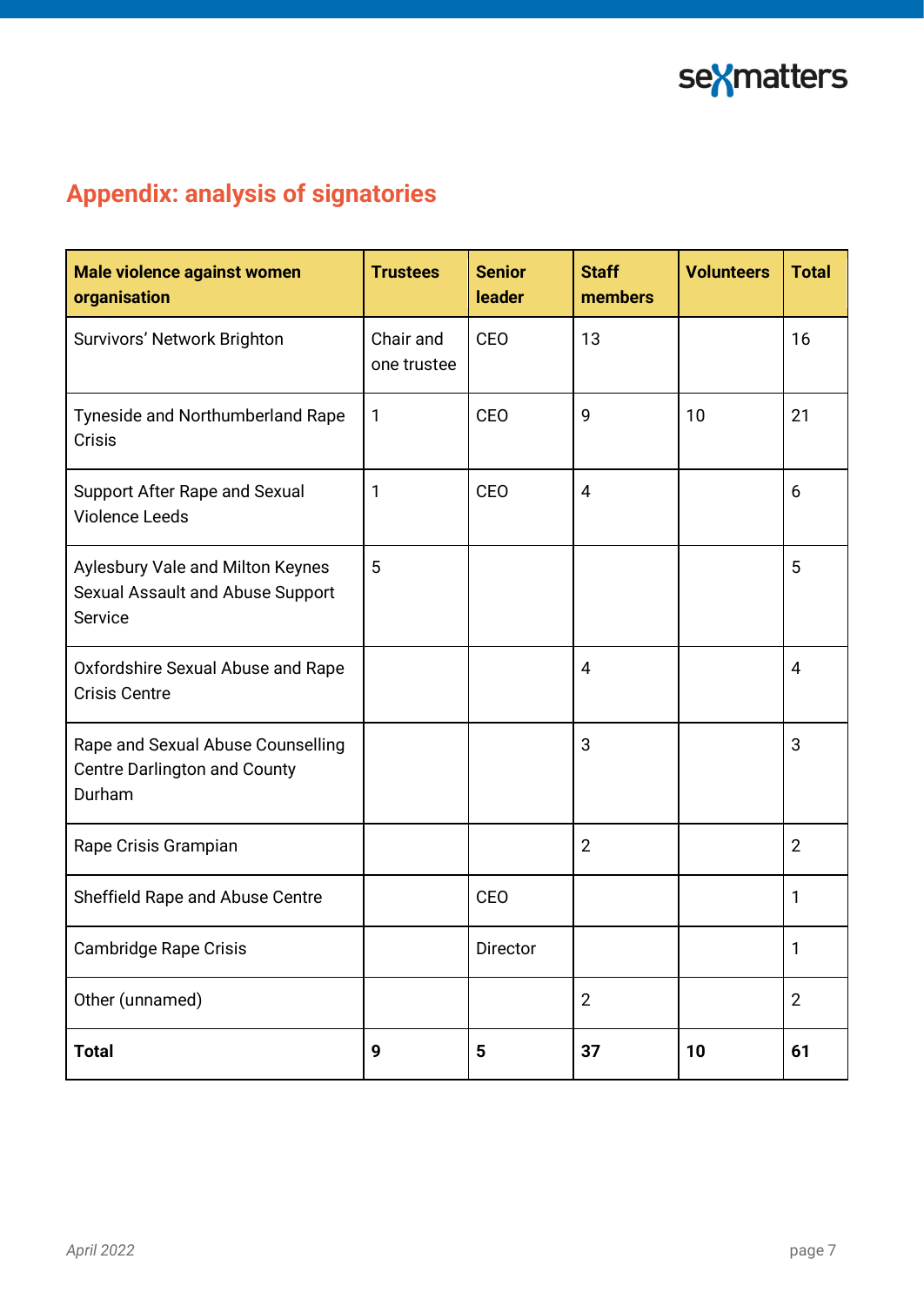## Appendix: analysis of signatories

| Male violence against women organisation | Trustees | Senior leader | Staff members | Volunteers | Total |
|---|---|---|---|---|---|
| Survivors' Network Brighton | Chair and one trustee | CEO | 13 | | 16 |
| Tyneside and Northumberland Rape Crisis | 1 | CEO | 9 | 10 | 21 |
| Support After Rape and Sexual Violence Leeds | 1 | CEO | 4 | | 6 |
| Aylesbury Vale and Milton Keynes Sexual Assault and Abuse Support Service | 5 | | | | 5 |
| Oxfordshire Sexual Abuse and Rape Crisis Centre | | | 4 | | 4 |
| Rape and Sexual Abuse Counselling Centre Darlington and County Durham | | | 3 | | 3 |
| Rape Crisis Grampian | | | 2 | | 2 |
| Sheffield Rape and Abuse Centre | | CEO | | | 1 |
| Cambridge Rape Crisis | | Director | | | 1 |
| Other (unnamed) | | | 2 | | 2 |
| **Total** | **9** | **5** | **37** | **10** | **61** |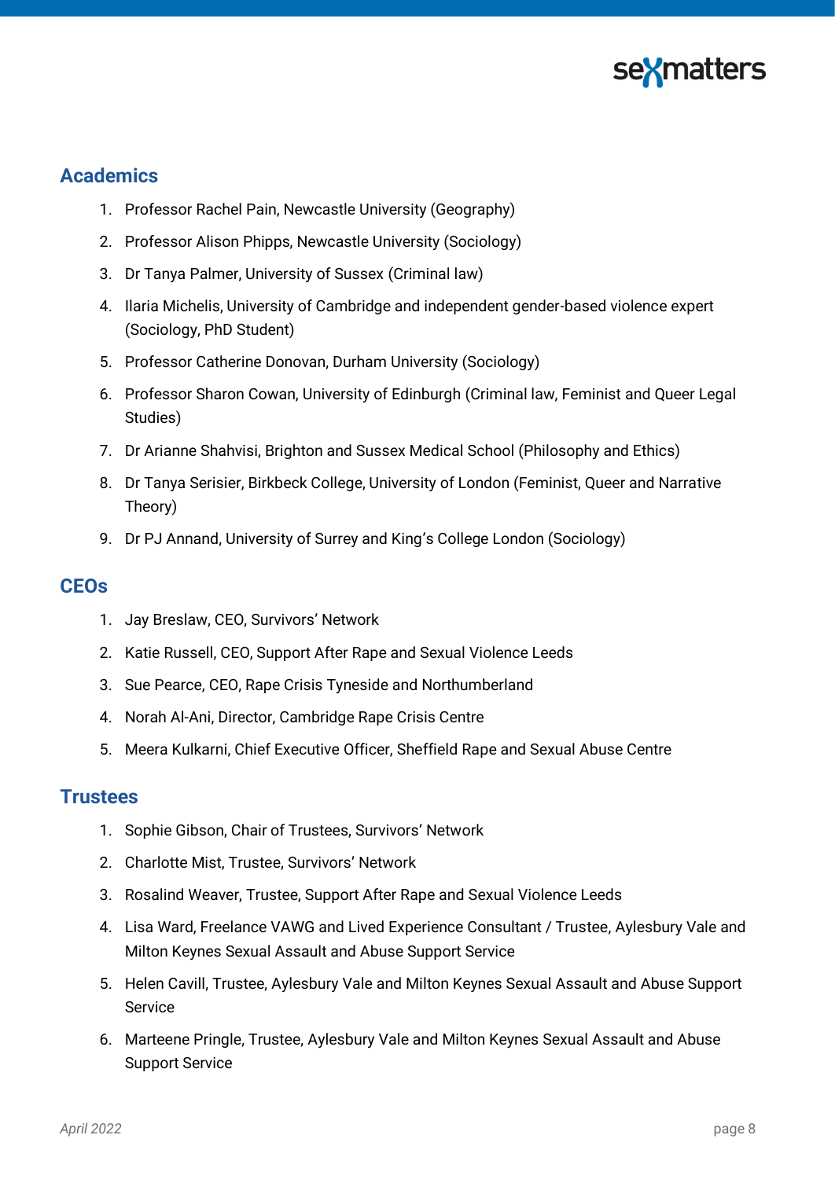## Academics

1. Professor Rachel Pain, Newcastle University (Geography)
2. Professor Alison Phipps, Newcastle University (Sociology)
3. Dr Tanya Palmer, University of Sussex (Criminal law)
4. Ilaria Michelis, University of Cambridge and independent gender-based violence expert (Sociology, PhD Student)
5. Professor Catherine Donovan, Durham University (Sociology)
6. Professor Sharon Cowan, University of Edinburgh (Criminal law, Feminist and Queer Legal Studies)
7. Dr Arianne Shahvisi, Brighton and Sussex Medical School (Philosophy and Ethics)
8. Dr Tanya Serisier, Birkbeck College, University of London (Feminist, Queer and Narrative Theory)
9. Dr PJ Annand, University of Surrey and King's College London (Sociology)

## CEOs

1. Jay Breslaw, CEO, Survivors' Network
2. Katie Russell, CEO, Support After Rape and Sexual Violence Leeds
3. Sue Pearce, CEO, Rape Crisis Tyneside and Northumberland
4. Norah Al-Ani, Director, Cambridge Rape Crisis Centre
5. Meera Kulkarni, Chief Executive Officer, Sheffield Rape and Sexual Abuse Centre

## Trustees

1. Sophie Gibson, Chair of Trustees, Survivors' Network
2. Charlotte Mist, Trustee, Survivors' Network
3. Rosalind Weaver, Trustee, Support After Rape and Sexual Violence Leeds
4. Lisa Ward, Freelance VAWG and Lived Experience Consultant / Trustee, Aylesbury Vale and Milton Keynes Sexual Assault and Abuse Support Service
5. Helen Cavill, Trustee, Aylesbury Vale and Milton Keynes Sexual Assault and Abuse Support Service
6. Marteene Pringle, Trustee, Aylesbury Vale and Milton Keynes Sexual Assault and Abuse Support Service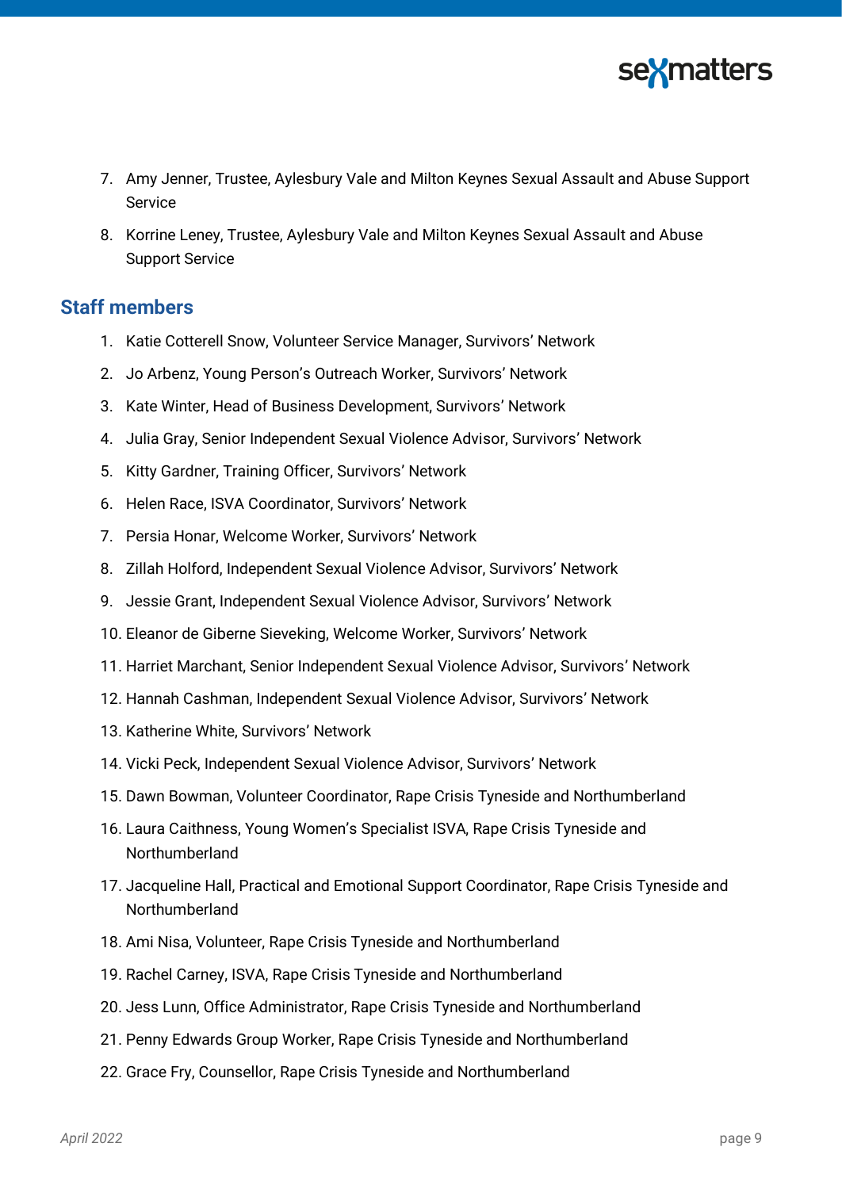7. Amy Jenner, Trustee, Aylesbury Vale and Milton Keynes Sexual Assault and Abuse Support Service
8. Korrine Leney, Trustee, Aylesbury Vale and Milton Keynes Sexual Assault and Abuse Support Service

## Staff members

1. Katie Cotterell Snow, Volunteer Service Manager, Survivors' Network
2. Jo Arbenz, Young Person's Outreach Worker, Survivors' Network
3. Kate Winter, Head of Business Development, Survivors' Network
4. Julia Gray, Senior Independent Sexual Violence Advisor, Survivors' Network
5. Kitty Gardner, Training Officer, Survivors' Network
6. Helen Race, ISVA Coordinator, Survivors' Network
7. Persia Honar, Welcome Worker, Survivors' Network
8. Zillah Holford, Independent Sexual Violence Advisor, Survivors' Network
9. Jessie Grant, Independent Sexual Violence Advisor, Survivors' Network
10. Eleanor de Giberne Sieveking, Welcome Worker, Survivors' Network
11. Harriet Marchant, Senior Independent Sexual Violence Advisor, Survivors' Network
12. Hannah Cashman, Independent Sexual Violence Advisor, Survivors' Network
13. Katherine White, Survivors' Network
14. Vicki Peck, Independent Sexual Violence Advisor, Survivors' Network
15. Dawn Bowman, Volunteer Coordinator, Rape Crisis Tyneside and Northumberland
16. Laura Caithness, Young Women's Specialist ISVA, Rape Crisis Tyneside and Northumberland
17. Jacqueline Hall, Practical and Emotional Support Coordinator, Rape Crisis Tyneside and Northumberland
18. Ami Nisa, Volunteer, Rape Crisis Tyneside and Northumberland
19. Rachel Carney, ISVA, Rape Crisis Tyneside and Northumberland
20. Jess Lunn, Office Administrator, Rape Crisis Tyneside and Northumberland
21. Penny Edwards Group Worker, Rape Crisis Tyneside and Northumberland
22. Grace Fry, Counsellor, Rape Crisis Tyneside and Northumberland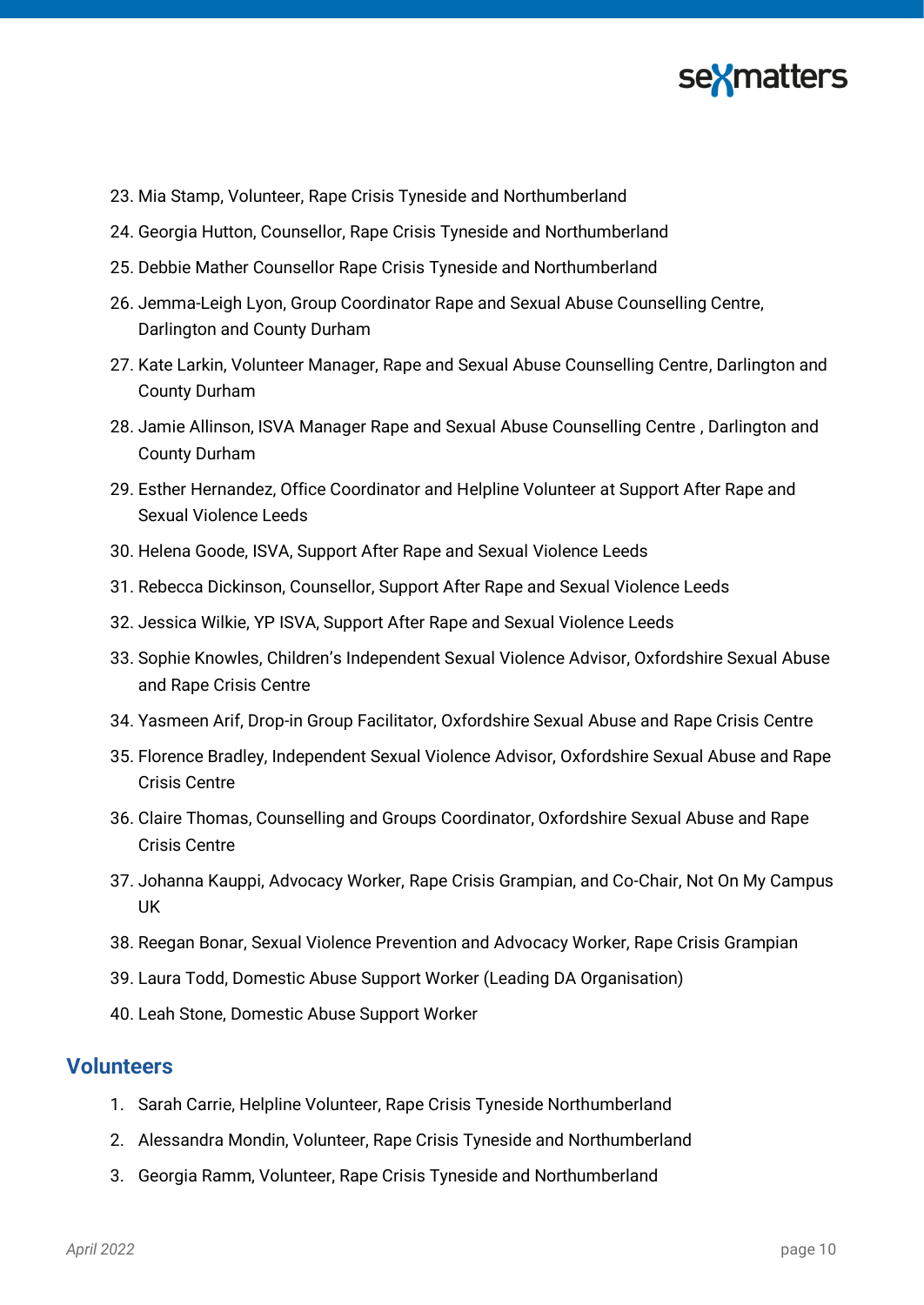23. Mia Stamp, Volunteer, Rape Crisis Tyneside and Northumberland
24. Georgia Hutton, Counsellor, Rape Crisis Tyneside and Northumberland
25. Debbie Mather Counsellor Rape Crisis Tyneside and Northumberland
26. Jemma-Leigh Lyon, Group Coordinator Rape and Sexual Abuse Counselling Centre, Darlington and County Durham
27. Kate Larkin, Volunteer Manager, Rape and Sexual Abuse Counselling Centre, Darlington and County Durham
28. Jamie Allinson, ISVA Manager Rape and Sexual Abuse Counselling Centre , Darlington and County Durham
29. Esther Hernandez, Office Coordinator and Helpline Volunteer at Support After Rape and Sexual Violence Leeds
30. Helena Goode, ISVA, Support After Rape and Sexual Violence Leeds
31. Rebecca Dickinson, Counsellor, Support After Rape and Sexual Violence Leeds
32. Jessica Wilkie, YP ISVA, Support After Rape and Sexual Violence Leeds
33. Sophie Knowles, Children's Independent Sexual Violence Advisor, Oxfordshire Sexual Abuse and Rape Crisis Centre
34. Yasmeen Arif, Drop-in Group Facilitator, Oxfordshire Sexual Abuse and Rape Crisis Centre
35. Florence Bradley, Independent Sexual Violence Advisor, Oxfordshire Sexual Abuse and Rape Crisis Centre
36. Claire Thomas, Counselling and Groups Coordinator, Oxfordshire Sexual Abuse and Rape Crisis Centre
37. Johanna Kauppi, Advocacy Worker, Rape Crisis Grampian, and Co-Chair, Not On My Campus UK
38. Reegan Bonar, Sexual Violence Prevention and Advocacy Worker, Rape Crisis Grampian
39. Laura Todd, Domestic Abuse Support Worker (Leading DA Organisation)
40. Leah Stone, Domestic Abuse Support Worker

## Volunteers

1. Sarah Carrie, Helpline Volunteer, Rape Crisis Tyneside Northumberland
2. Alessandra Mondin, Volunteer, Rape Crisis Tyneside and Northumberland
3. Georgia Ramm, Volunteer, Rape Crisis Tyneside and Northumberland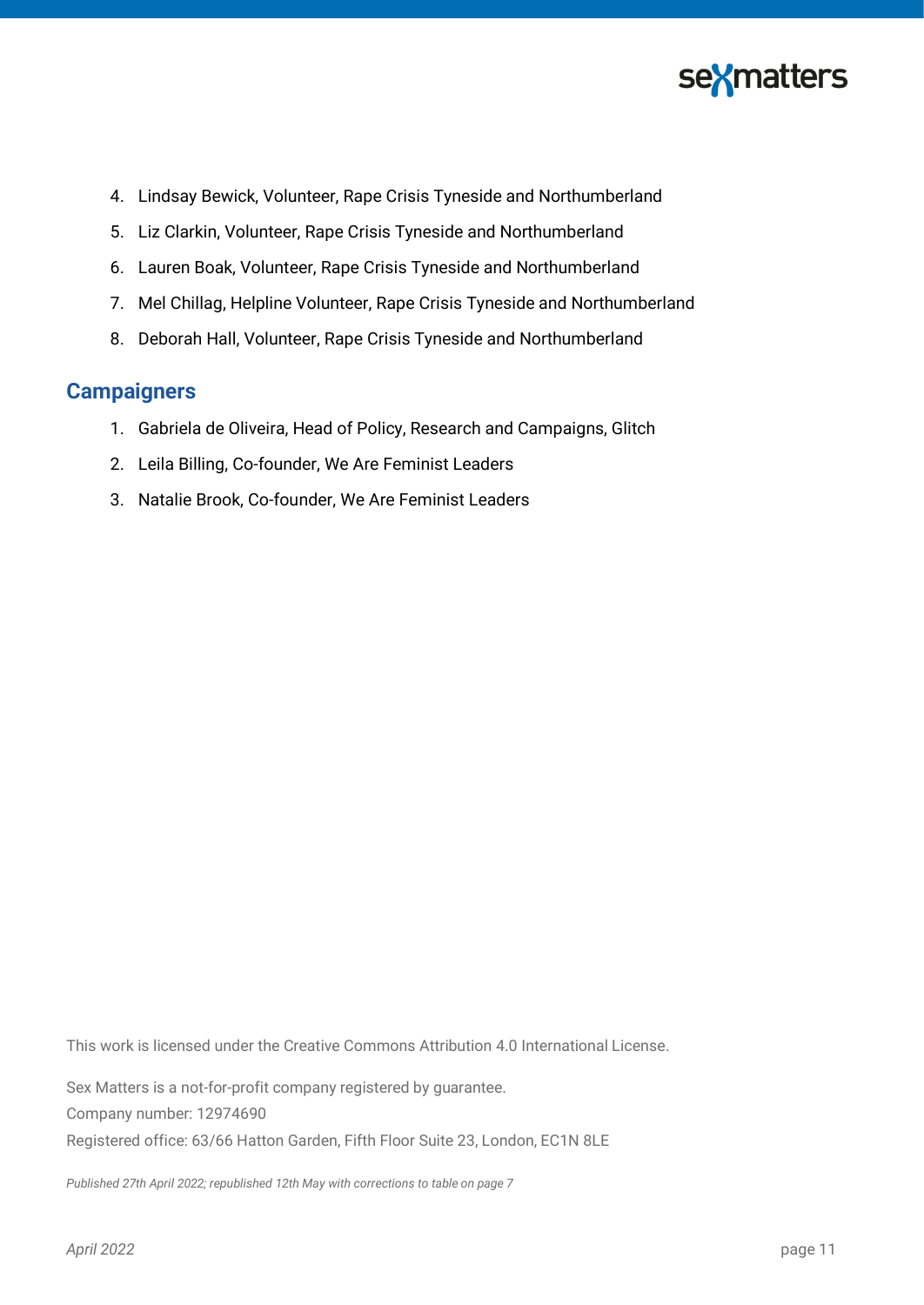4. Lindsay Bewick, Volunteer, Rape Crisis Tyneside and Northumberland
5. Liz Clarkin, Volunteer, Rape Crisis Tyneside and Northumberland
6. Lauren Boak, Volunteer, Rape Crisis Tyneside and Northumberland
7. Mel Chillag, Helpline Volunteer, Rape Crisis Tyneside and Northumberland
8. Deborah Hall, Volunteer, Rape Crisis Tyneside and Northumberland

## Campaigners

1. Gabriela de Oliveira, Head of Policy, Research and Campaigns, Glitch
2. Leila Billing, Co-founder, We Are Feminist Leaders
3. Natalie Brook, Co-founder, We Are Feminist Leaders

This work is licensed under the Creative Commons Attribution 4.0 International License.

Sex Matters is a not-for-profit company registered by guarantee.
Company number: 12974690
Registered office: 63/66 Hatton Garden, Fifth Floor Suite 23, London, EC1N 8LE

*Published 27th April 2022; republished 12th May with corrections to table on page 7*